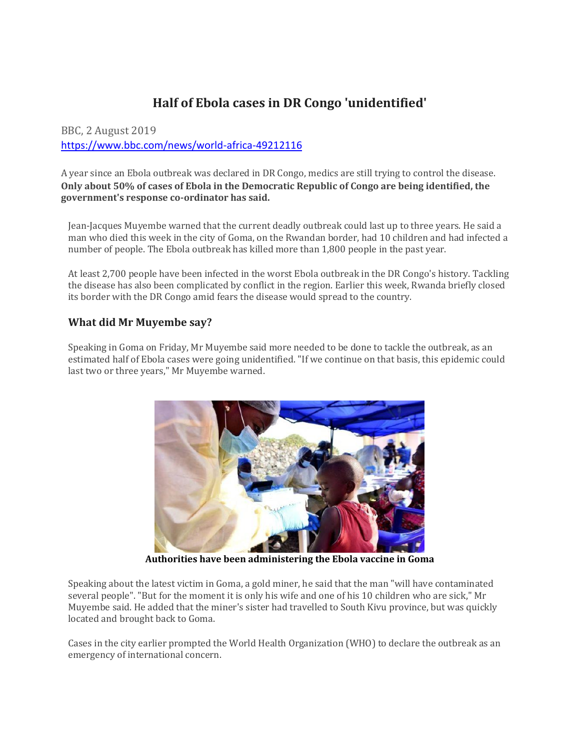# Half of Ebola cases in DR Congo 'unidentified'

BBC, 2 August 2019
https://www.bbc.com/news/world-africa-49212116

A year since an Ebola outbreak was declared in DR Congo, medics are still trying to control the disease. **Only about 50% of cases of Ebola in the Democratic Republic of Congo are being identified, the government's response co-ordinator has said.**

Jean-Jacques Muyembe warned that the current deadly outbreak could last up to three years. He said a man who died this week in the city of Goma, on the Rwandan border, had 10 children and had infected a number of people. The Ebola outbreak has killed more than 1,800 people in the past year.

At least 2,700 people have been infected in the worst Ebola outbreak in the DR Congo's history. Tackling the disease has also been complicated by conflict in the region. Earlier this week, Rwanda briefly closed its border with the DR Congo amid fears the disease would spread to the country.

## What did Mr Muyembe say?

Speaking in Goma on Friday, Mr Muyembe said more needed to be done to tackle the outbreak, as an estimated half of Ebola cases were going unidentified. "If we continue on that basis, this epidemic could last two or three years," Mr Muyembe warned.

**Authorities have been administering the Ebola vaccine in Goma**

Speaking about the latest victim in Goma, a gold miner, he said that the man "will have contaminated several people". "But for the moment it is only his wife and one of his 10 children who are sick," Mr Muyembe said. He added that the miner's sister had travelled to South Kivu province, but was quickly located and brought back to Goma.

Cases in the city earlier prompted the World Health Organization (WHO) to declare the outbreak as an emergency of international concern.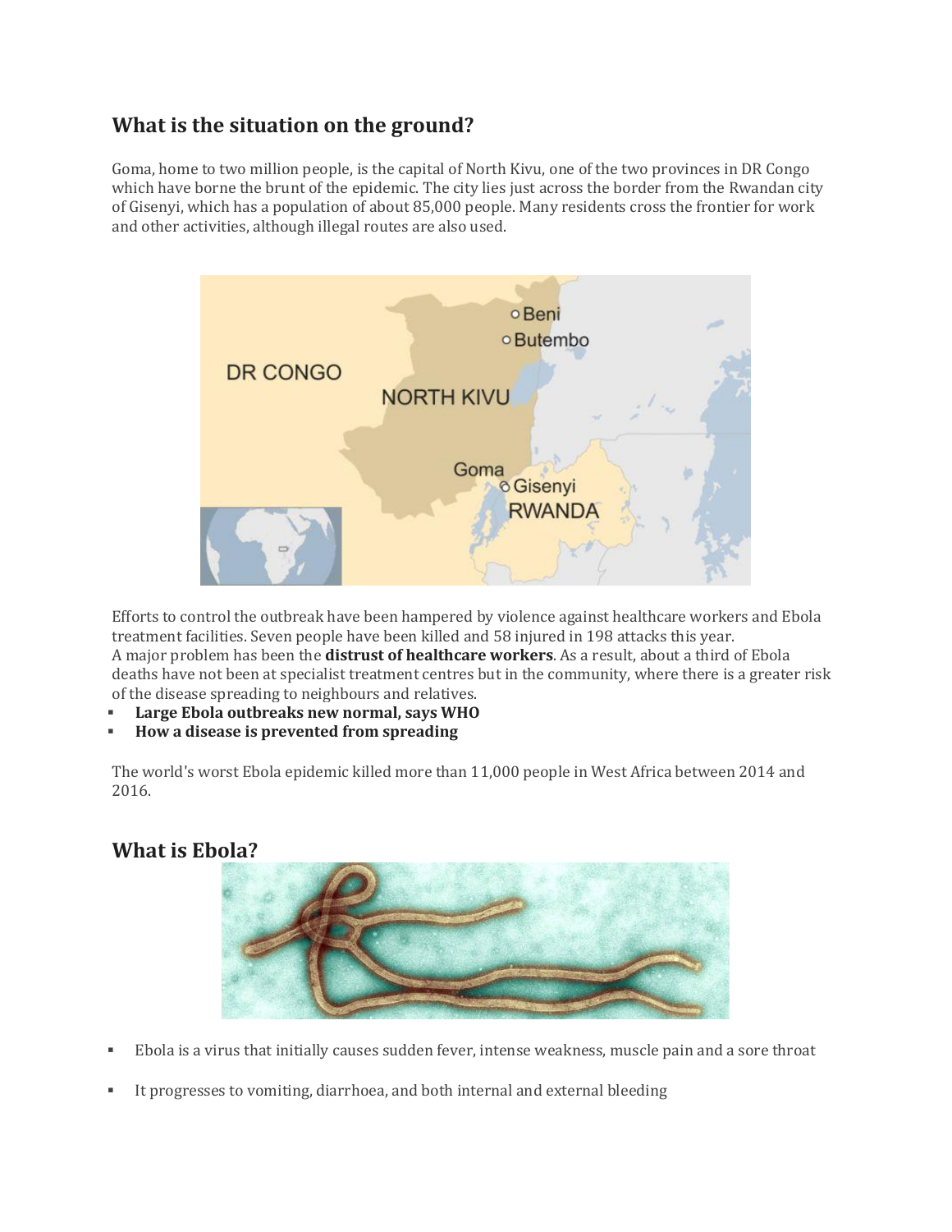## What is the situation on the ground?

Goma, home to two million people, is the capital of North Kivu, one of the two provinces in DR Congo which have borne the brunt of the epidemic. The city lies just across the border from the Rwandan city of Gisenyi, which has a population of about 85,000 people. Many residents cross the frontier for work and other activities, although illegal routes are also used.

Efforts to control the outbreak have been hampered by violence against healthcare workers and Ebola treatment facilities. Seven people have been killed and 58 injured in 198 attacks this year.
A major problem has been the **distrust of healthcare workers**. As a result, about a third of Ebola deaths have not been at specialist treatment centres but in the community, where there is a greater risk of the disease spreading to neighbours and relatives.

- **Large Ebola outbreaks new normal, says WHO**
- **How a disease is prevented from spreading**

The world's worst Ebola epidemic killed more than 11,000 people in West Africa between 2014 and 2016.

## What is Ebola?

- Ebola is a virus that initially causes sudden fever, intense weakness, muscle pain and a sore throat
- It progresses to vomiting, diarrhoea, and both internal and external bleeding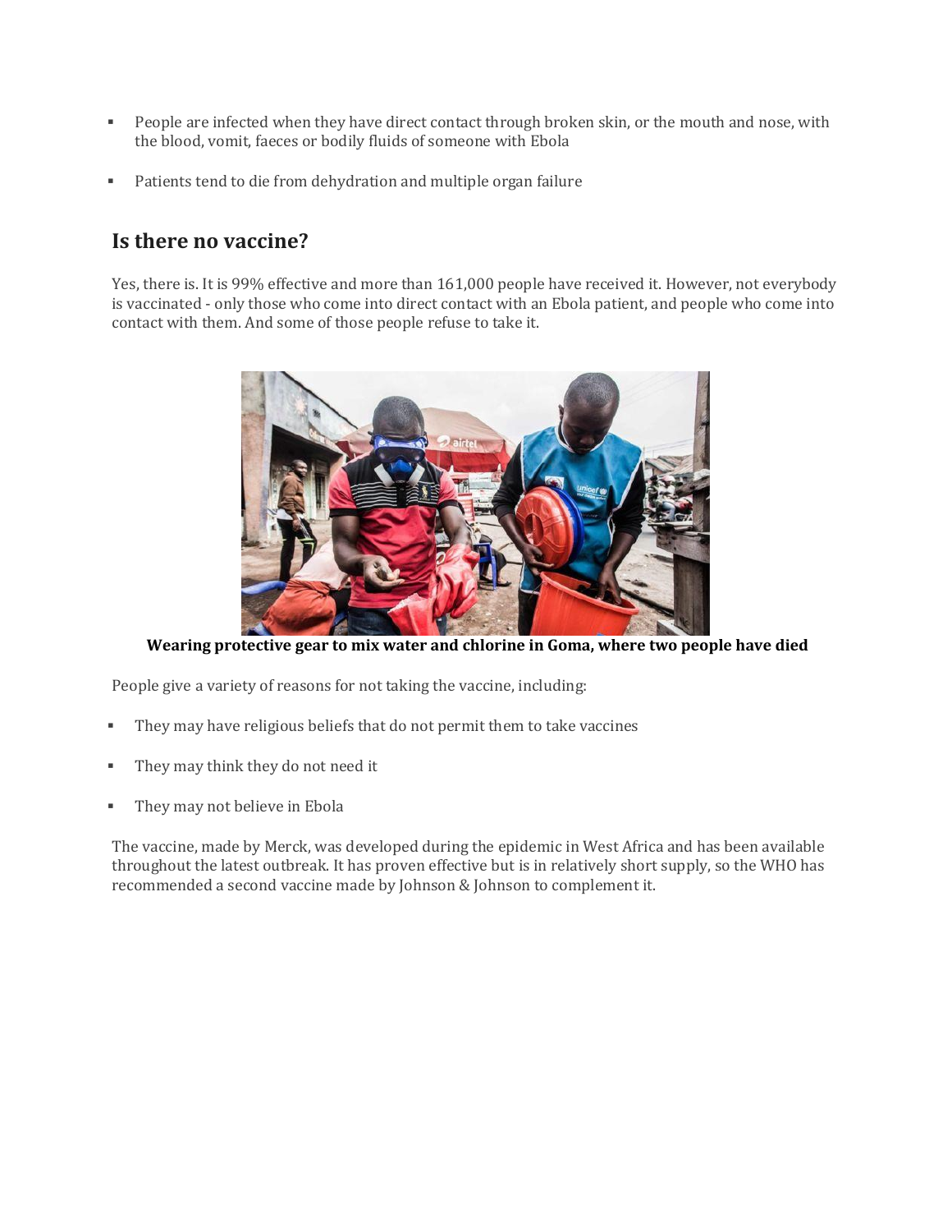- People are infected when they have direct contact through broken skin, or the mouth and nose, with the blood, vomit, faeces or bodily fluids of someone with Ebola
- Patients tend to die from dehydration and multiple organ failure

## Is there no vaccine?

Yes, there is. It is 99% effective and more than 161,000 people have received it. However, not everybody is vaccinated - only those who come into direct contact with an Ebola patient, and people who come into contact with them. And some of those people refuse to take it.

**Wearing protective gear to mix water and chlorine in Goma, where two people have died**

People give a variety of reasons for not taking the vaccine, including:

- They may have religious beliefs that do not permit them to take vaccines
- They may think they do not need it
- They may not believe in Ebola

The vaccine, made by Merck, was developed during the epidemic in West Africa and has been available throughout the latest outbreak. It has proven effective but is in relatively short supply, so the WHO has recommended a second vaccine made by Johnson & Johnson to complement it.